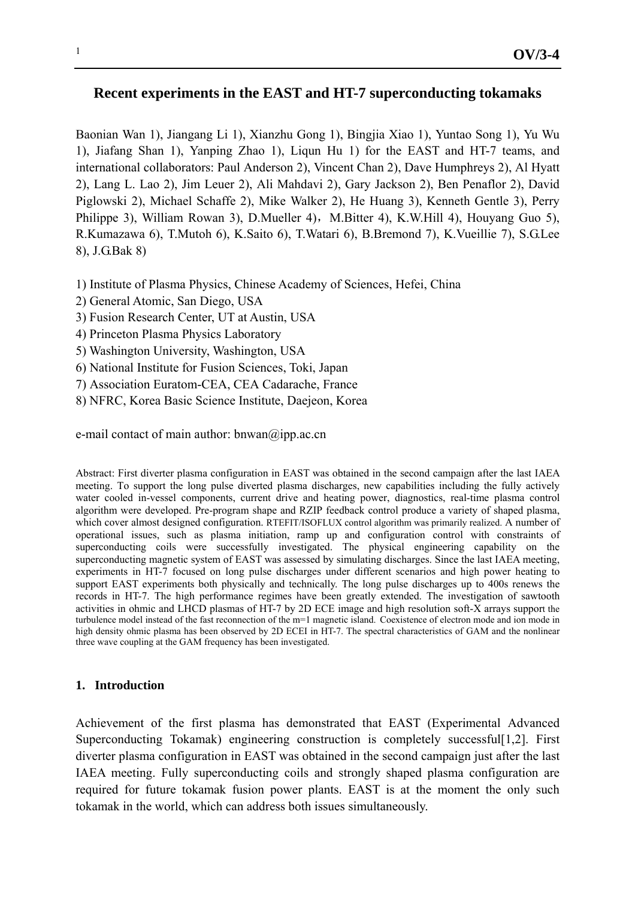# Recent experiments in the EAST and HT-7 superconducting tokamaks

Baonian Wan 1), Jiangang Li 1), Xianzhu Gong 1), Bingjia Xiao 1), Yuntao Song 1), Yu Wu 1), Jiafang Shan 1), Yanping Zhao 1), Liqun Hu 1) for the EAST and HT-7 teams, and international collaborators: Paul Anderson 2), Vincent Chan 2), Dave Humphreys 2), Al Hyatt 2), Lang L. Lao 2), Jim Leuer 2), Ali Mahdavi 2), Gary Jackson 2), Ben Penaflor 2), David Piglowski 2), Michael Schaffe 2), Mike Walker 2), He Huang 3), Kenneth Gentle 3), Perry Philippe 3), William Rowan 3), D.Mueller 4)，M.Bitter 4), K.W.Hill 4), Houyang Guo 5), R.Kumazawa 6), T.Mutoh 6), K.Saito 6), T.Watari 6), B.Bremond 7), K.Vueillie 7), S.G.Lee 8), J.G.Bak 8)

1) Institute of Plasma Physics, Chinese Academy of Sciences, Hefei, China
2) General Atomic, San Diego, USA
3) Fusion Research Center, UT at Austin, USA
4) Princeton Plasma Physics Laboratory
5) Washington University, Washington, USA
6) National Institute for Fusion Sciences, Toki, Japan
7) Association Euratom-CEA, CEA Cadarache, France
8) NFRC, Korea Basic Science Institute, Daejeon, Korea

e-mail contact of main author: bnwan@ipp.ac.cn

Abstract: First diverter plasma configuration in EAST was obtained in the second campaign after the last IAEA meeting. To support the long pulse diverted plasma discharges, new capabilities including the fully actively water cooled in-vessel components, current drive and heating power, diagnostics, real-time plasma control algorithm were developed. Pre-program shape and RZIP feedback control produce a variety of shaped plasma, which cover almost designed configuration. RTEFIT/ISOFLUX control algorithm was primarily realized. A number of operational issues, such as plasma initiation, ramp up and configuration control with constraints of superconducting coils were successfully investigated. The physical engineering capability on the superconducting magnetic system of EAST was assessed by simulating discharges. Since the last IAEA meeting, experiments in HT-7 focused on long pulse discharges under different scenarios and high power heating to support EAST experiments both physically and technically. The long pulse discharges up to 400s renews the records in HT-7. The high performance regimes have been greatly extended. The investigation of sawtooth activities in ohmic and LHCD plasmas of HT-7 by 2D ECE image and high resolution soft-X arrays support the turbulence model instead of the fast reconnection of the m=1 magnetic island. Coexistence of electron mode and ion mode in high density ohmic plasma has been observed by 2D ECEI in HT-7. The spectral characteristics of GAM and the nonlinear three wave coupling at the GAM frequency has been investigated.

## 1. Introduction

Achievement of the first plasma has demonstrated that EAST (Experimental Advanced Superconducting Tokamak) engineering construction is completely successful[1,2]. First diverter plasma configuration in EAST was obtained in the second campaign just after the last IAEA meeting. Fully superconducting coils and strongly shaped plasma configuration are required for future tokamak fusion power plants. EAST is at the moment the only such tokamak in the world, which can address both issues simultaneously.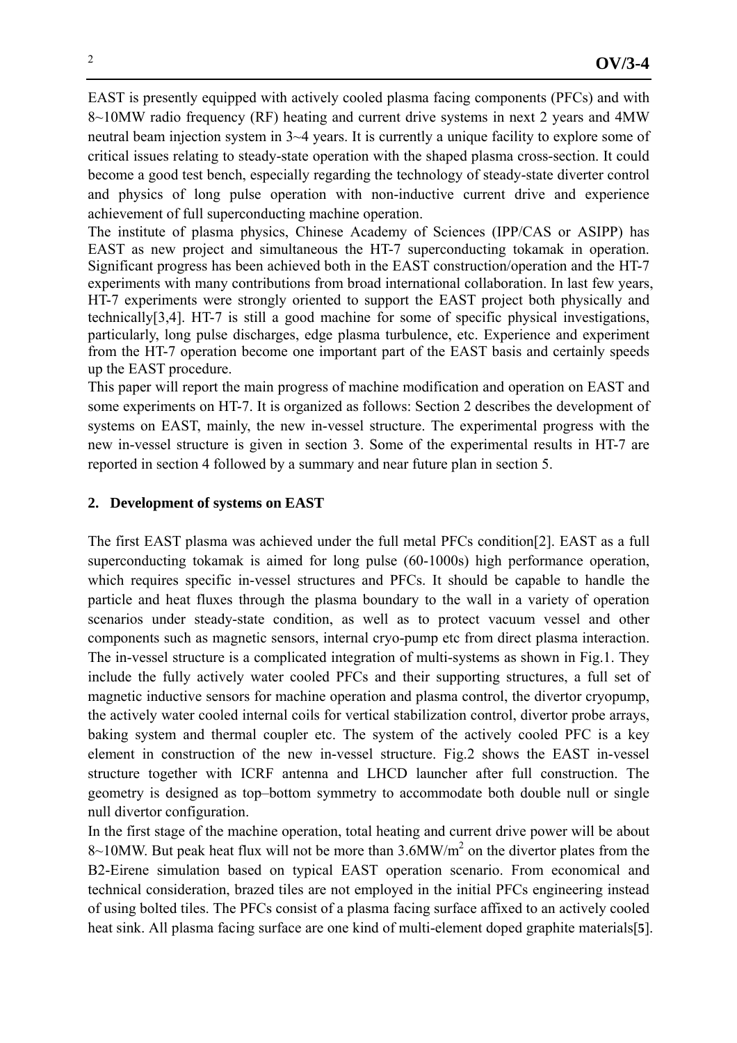EAST is presently equipped with actively cooled plasma facing components (PFCs) and with 8~10MW radio frequency (RF) heating and current drive systems in next 2 years and 4MW neutral beam injection system in 3~4 years. It is currently a unique facility to explore some of critical issues relating to steady-state operation with the shaped plasma cross-section. It could become a good test bench, especially regarding the technology of steady-state diverter control and physics of long pulse operation with non-inductive current drive and experience achievement of full superconducting machine operation.

The institute of plasma physics, Chinese Academy of Sciences (IPP/CAS or ASIPP) has EAST as new project and simultaneous the HT-7 superconducting tokamak in operation. Significant progress has been achieved both in the EAST construction/operation and the HT-7 experiments with many contributions from broad international collaboration. In last few years, HT-7 experiments were strongly oriented to support the EAST project both physically and technically[3,4]. HT-7 is still a good machine for some of specific physical investigations, particularly, long pulse discharges, edge plasma turbulence, etc. Experience and experiment from the HT-7 operation become one important part of the EAST basis and certainly speeds up the EAST procedure.

This paper will report the main progress of machine modification and operation on EAST and some experiments on HT-7. It is organized as follows: Section 2 describes the development of systems on EAST, mainly, the new in-vessel structure. The experimental progress with the new in-vessel structure is given in section 3. Some of the experimental results in HT-7 are reported in section 4 followed by a summary and near future plan in section 5.

## 2. Development of systems on EAST

The first EAST plasma was achieved under the full metal PFCs condition[2]. EAST as a full superconducting tokamak is aimed for long pulse (60-1000s) high performance operation, which requires specific in-vessel structures and PFCs. It should be capable to handle the particle and heat fluxes through the plasma boundary to the wall in a variety of operation scenarios under steady-state condition, as well as to protect vacuum vessel and other components such as magnetic sensors, internal cryo-pump etc from direct plasma interaction. The in-vessel structure is a complicated integration of multi-systems as shown in Fig.1. They include the fully actively water cooled PFCs and their supporting structures, a full set of magnetic inductive sensors for machine operation and plasma control, the divertor cryopump, the actively water cooled internal coils for vertical stabilization control, divertor probe arrays, baking system and thermal coupler etc. The system of the actively cooled PFC is a key element in construction of the new in-vessel structure. Fig.2 shows the EAST in-vessel structure together with ICRF antenna and LHCD launcher after full construction. The geometry is designed as top–bottom symmetry to accommodate both double null or single null divertor configuration.

In the first stage of the machine operation, total heating and current drive power will be about 8~10MW. But peak heat flux will not be more than 3.6MW/m$^2$ on the divertor plates from the B2-Eirene simulation based on typical EAST operation scenario. From economical and technical consideration, brazed tiles are not employed in the initial PFCs engineering instead of using bolted tiles. The PFCs consist of a plasma facing surface affixed to an actively cooled heat sink. All plasma facing surface are one kind of multi-element doped graphite materials[5].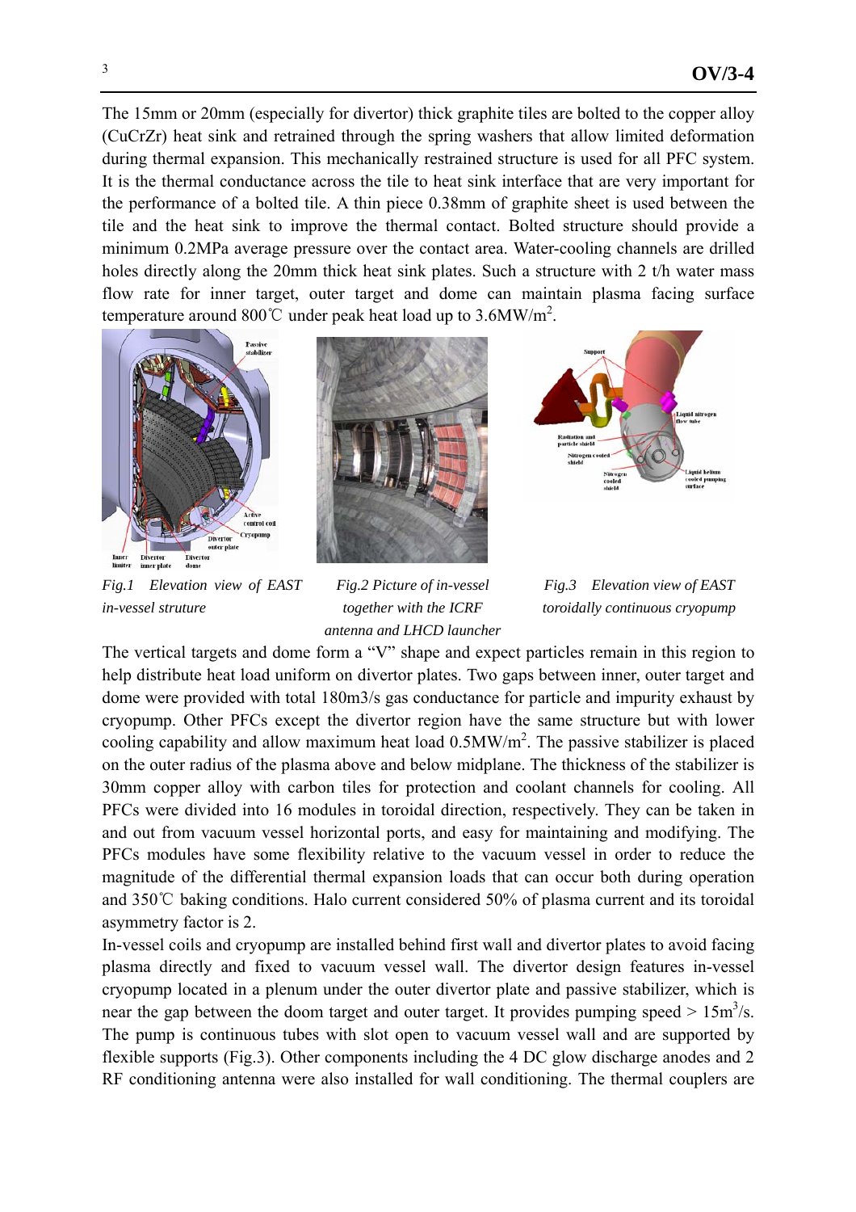The 15mm or 20mm (especially for divertor) thick graphite tiles are bolted to the copper alloy (CuCrZr) heat sink and retrained through the spring washers that allow limited deformation during thermal expansion. This mechanically restrained structure is used for all PFC system. It is the thermal conductance across the tile to heat sink interface that are very important for the performance of a bolted tile. A thin piece 0.38mm of graphite sheet is used between the tile and the heat sink to improve the thermal contact. Bolted structure should provide a minimum 0.2MPa average pressure over the contact area. Water-cooling channels are drilled holes directly along the 20mm thick heat sink plates. Such a structure with 2 t/h water mass flow rate for inner target, outer target and dome can maintain plasma facing surface temperature around 800℃ under peak heat load up to 3.6MW/m$^2$.

*Fig.1 Elevation view of EAST in-vessel struture*

*Fig.2 Picture of in-vessel together with the ICRF antenna and LHCD launcher*

*Fig.3 Elevation view of EAST toroidally continuous cryopump*

The vertical targets and dome form a "V" shape and expect particles remain in this region to help distribute heat load uniform on divertor plates. Two gaps between inner, outer target and dome were provided with total 180m3/s gas conductance for particle and impurity exhaust by cryopump. Other PFCs except the divertor region have the same structure but with lower cooling capability and allow maximum heat load 0.5MW/m$^2$. The passive stabilizer is placed on the outer radius of the plasma above and below midplane. The thickness of the stabilizer is 30mm copper alloy with carbon tiles for protection and coolant channels for cooling. All PFCs were divided into 16 modules in toroidal direction, respectively. They can be taken in and out from vacuum vessel horizontal ports, and easy for maintaining and modifying. The PFCs modules have some flexibility relative to the vacuum vessel in order to reduce the magnitude of the differential thermal expansion loads that can occur both during operation and 350℃ baking conditions. Halo current considered 50% of plasma current and its toroidal asymmetry factor is 2.

In-vessel coils and cryopump are installed behind first wall and divertor plates to avoid facing plasma directly and fixed to vacuum vessel wall. The divertor design features in-vessel cryopump located in a plenum under the outer divertor plate and passive stabilizer, which is near the gap between the doom target and outer target. It provides pumping speed > 15m$^3$/s. The pump is continuous tubes with slot open to vacuum vessel wall and are supported by flexible supports (Fig.3). Other components including the 4 DC glow discharge anodes and 2 RF conditioning antenna were also installed for wall conditioning. The thermal couplers are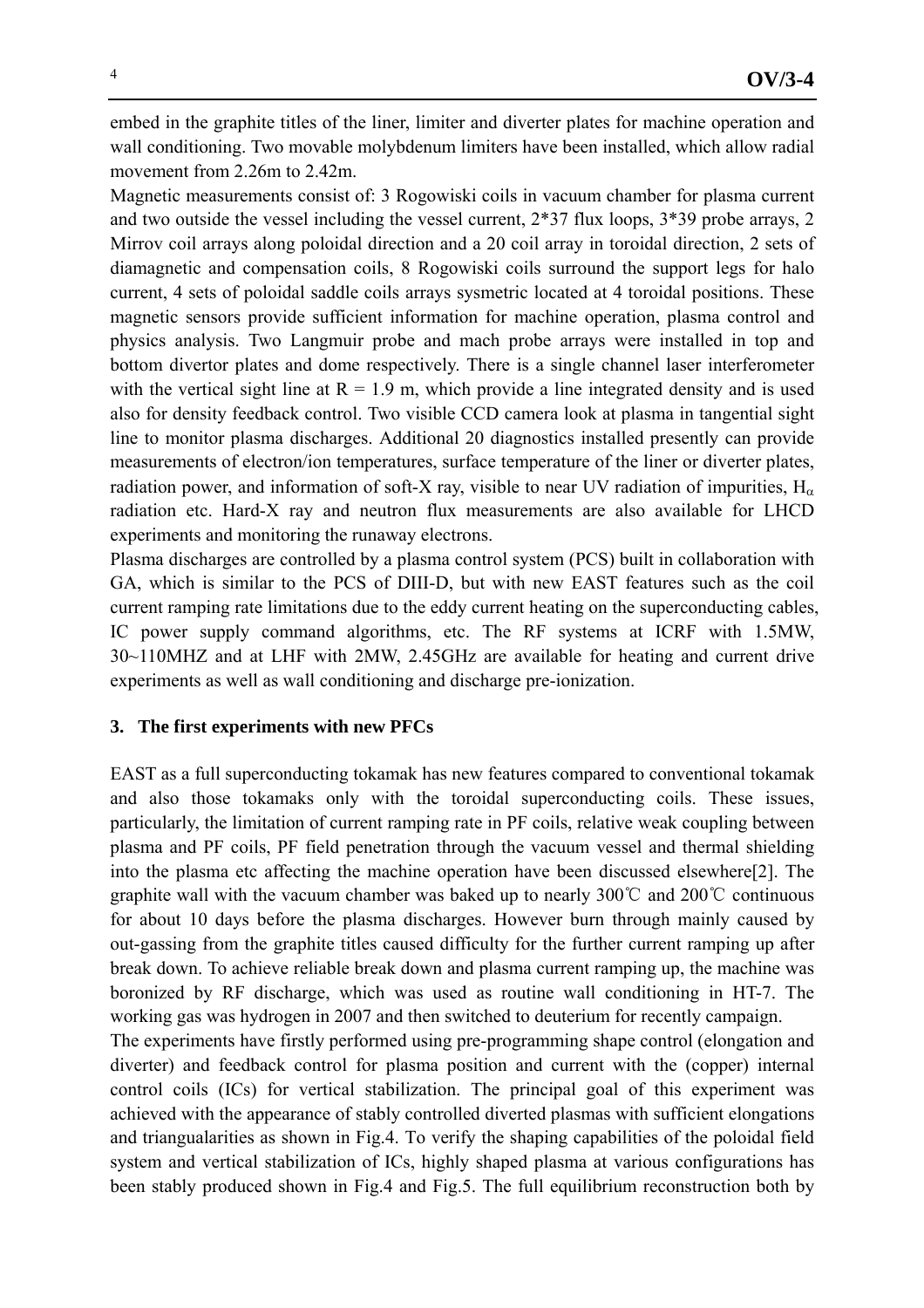embed in the graphite titles of the liner, limiter and diverter plates for machine operation and wall conditioning. Two movable molybdenum limiters have been installed, which allow radial movement from 2.26m to 2.42m.

Magnetic measurements consist of: 3 Rogowiski coils in vacuum chamber for plasma current and two outside the vessel including the vessel current, 2*37 flux loops, 3*39 probe arrays, 2 Mirrov coil arrays along poloidal direction and a 20 coil array in toroidal direction, 2 sets of diamagnetic and compensation coils, 8 Rogowiski coils surround the support legs for halo current, 4 sets of poloidal saddle coils arrays sysmetric located at 4 toroidal positions. These magnetic sensors provide sufficient information for machine operation, plasma control and physics analysis. Two Langmuir probe and mach probe arrays were installed in top and bottom divertor plates and dome respectively. There is a single channel laser interferometer with the vertical sight line at R = 1.9 m, which provide a line integrated density and is used also for density feedback control. Two visible CCD camera look at plasma in tangential sight line to monitor plasma discharges. Additional 20 diagnostics installed presently can provide measurements of electron/ion temperatures, surface temperature of the liner or diverter plates, radiation power, and information of soft-X ray, visible to near UV radiation of impurities, $H_{\alpha}$ radiation etc. Hard-X ray and neutron flux measurements are also available for LHCD experiments and monitoring the runaway electrons.

Plasma discharges are controlled by a plasma control system (PCS) built in collaboration with GA, which is similar to the PCS of DIII-D, but with new EAST features such as the coil current ramping rate limitations due to the eddy current heating on the superconducting cables, IC power supply command algorithms, etc. The RF systems at ICRF with 1.5MW, 30~110MHZ and at LHF with 2MW, 2.45GHz are available for heating and current drive experiments as well as wall conditioning and discharge pre-ionization.

### 3. The first experiments with new PFCs

EAST as a full superconducting tokamak has new features compared to conventional tokamak and also those tokamaks only with the toroidal superconducting coils. These issues, particularly, the limitation of current ramping rate in PF coils, relative weak coupling between plasma and PF coils, PF field penetration through the vacuum vessel and thermal shielding into the plasma etc affecting the machine operation have been discussed elsewhere[2]. The graphite wall with the vacuum chamber was baked up to nearly 300℃ and 200℃ continuous for about 10 days before the plasma discharges. However burn through mainly caused by out-gassing from the graphite titles caused difficulty for the further current ramping up after break down. To achieve reliable break down and plasma current ramping up, the machine was boronized by RF discharge, which was used as routine wall conditioning in HT-7. The working gas was hydrogen in 2007 and then switched to deuterium for recently campaign.

The experiments have firstly performed using pre-programming shape control (elongation and diverter) and feedback control for plasma position and current with the (copper) internal control coils (ICs) for vertical stabilization. The principal goal of this experiment was achieved with the appearance of stably controlled diverted plasmas with sufficient elongations and triangualarities as shown in Fig.4. To verify the shaping capabilities of the poloidal field system and vertical stabilization of ICs, highly shaped plasma at various configurations has been stably produced shown in Fig.4 and Fig.5. The full equilibrium reconstruction both by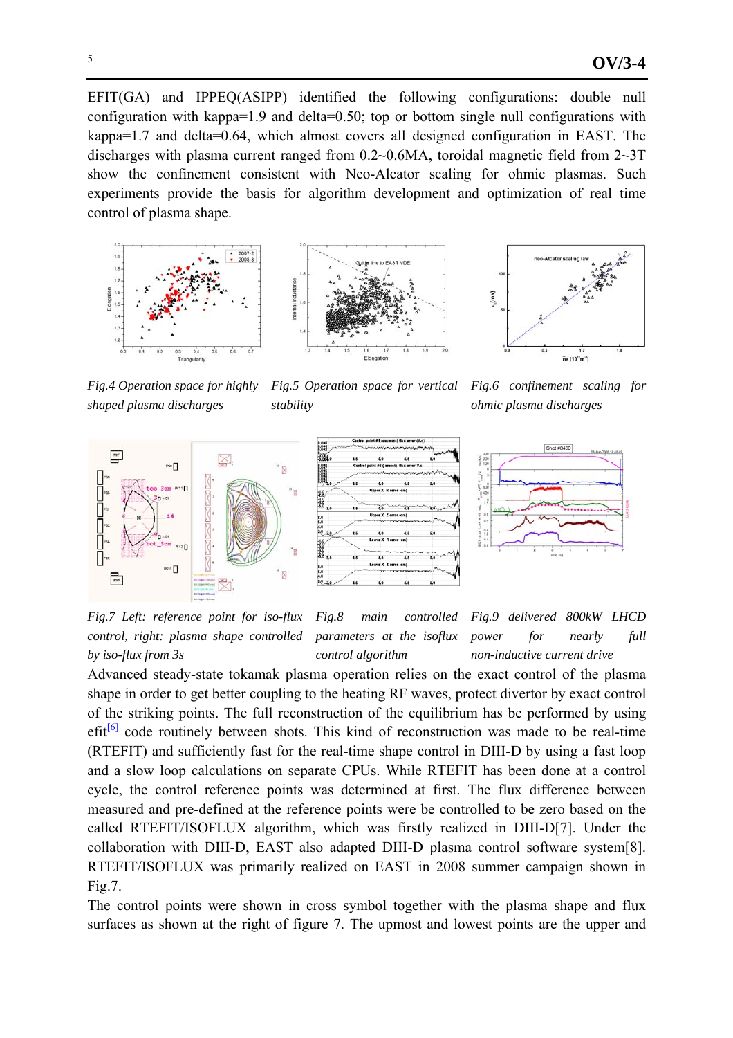EFIT(GA) and IPPEQ(ASIPP) identified the following configurations: double null configuration with kappa=1.9 and delta=0.50; top or bottom single null configurations with kappa=1.7 and delta=0.64, which almost covers all designed configuration in EAST. The discharges with plasma current ranged from 0.2~0.6MA, toroidal magnetic field from 2~3T show the confinement consistent with Neo-Alcator scaling for ohmic plasmas. Such experiments provide the basis for algorithm development and optimization of real time control of plasma shape.

*Fig.4 Operation space for highly shaped plasma discharges*

*Fig.5 Operation space for vertical stability*

*Fig.6 confinement scaling for ohmic plasma discharges*

*Fig.7 Left: reference point for iso-flux control, right: plasma shape controlled by iso-flux from 3s*

*Fig.8 main controlled parameters at the isoflux control algorithm*

*Fig.9 delivered 800kW LHCD power for nearly full non-inductive current drive*

Advanced steady-state tokamak plasma operation relies on the exact control of the plasma shape in order to get better coupling to the heating RF waves, protect divertor by exact control of the striking points. The full reconstruction of the equilibrium has be performed by using efit[6] code routinely between shots. This kind of reconstruction was made to be real-time (RTEFIT) and sufficiently fast for the real-time shape control in DIII-D by using a fast loop and a slow loop calculations on separate CPUs. While RTEFIT has been done at a control cycle, the control reference points was determined at first. The flux difference between measured and pre-defined at the reference points were be controlled to be zero based on the called RTEFIT/ISOFLUX algorithm, which was firstly realized in DIII-D[7]. Under the collaboration with DIII-D, EAST also adapted DIII-D plasma control software system[8]. RTEFIT/ISOFLUX was primarily realized on EAST in 2008 summer campaign shown in Fig.7.

The control points were shown in cross symbol together with the plasma shape and flux surfaces as shown at the right of figure 7. The upmost and lowest points are the upper and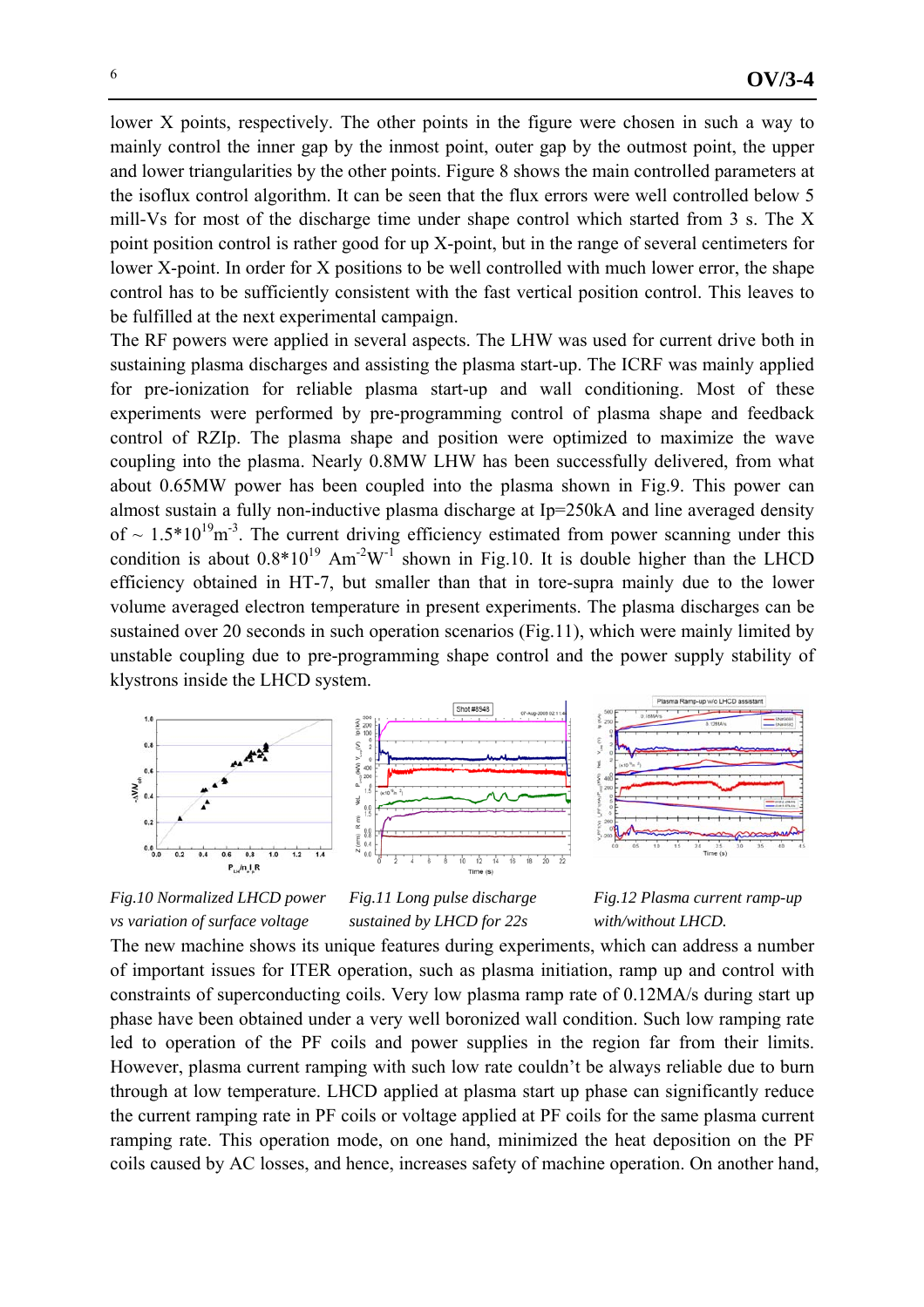lower X points, respectively. The other points in the figure were chosen in such a way to mainly control the inner gap by the inmost point, outer gap by the outmost point, the upper and lower triangularities by the other points. Figure 8 shows the main controlled parameters at the isoflux control algorithm. It can be seen that the flux errors were well controlled below 5 mill-Vs for most of the discharge time under shape control which started from 3 s. The X point position control is rather good for up X-point, but in the range of several centimeters for lower X-point. In order for X positions to be well controlled with much lower error, the shape control has to be sufficiently consistent with the fast vertical position control. This leaves to be fulfilled at the next experimental campaign.

The RF powers were applied in several aspects. The LHW was used for current drive both in sustaining plasma discharges and assisting the plasma start-up. The ICRF was mainly applied for pre-ionization for reliable plasma start-up and wall conditioning. Most of these experiments were performed by pre-programming control of plasma shape and feedback control of RZIp. The plasma shape and position were optimized to maximize the wave coupling into the plasma. Nearly 0.8MW LHW has been successfully delivered, from what about 0.65MW power has been coupled into the plasma shown in Fig.9. This power can almost sustain a fully non-inductive plasma discharge at Ip=250kA and line averaged density of ~ $1.5*10^{19}m^{-3}$. The current driving efficiency estimated from power scanning under this condition is about $0.8*10^{19}$ $Am^{-2}W^{-1}$ shown in Fig.10. It is double higher than the LHCD efficiency obtained in HT-7, but smaller than that in tore-supra mainly due to the lower volume averaged electron temperature in present experiments. The plasma discharges can be sustained over 20 seconds in such operation scenarios (Fig.11), which were mainly limited by unstable coupling due to pre-programming shape control and the power supply stability of klystrons inside the LHCD system.

*Fig.10 Normalized LHCD power vs variation of surface voltage*

*Fig.11 Long pulse discharge sustained by LHCD for 22s*

*Fig.12 Plasma current ramp-up with/without LHCD.*

The new machine shows its unique features during experiments, which can address a number of important issues for ITER operation, such as plasma initiation, ramp up and control with constraints of superconducting coils. Very low plasma ramp rate of 0.12MA/s during start up phase have been obtained under a very well boronized wall condition. Such low ramping rate led to operation of the PF coils and power supplies in the region far from their limits. However, plasma current ramping with such low rate couldn't be always reliable due to burn through at low temperature. LHCD applied at plasma start up phase can significantly reduce the current ramping rate in PF coils or voltage applied at PF coils for the same plasma current ramping rate. This operation mode, on one hand, minimized the heat deposition on the PF coils caused by AC losses, and hence, increases safety of machine operation. On another hand,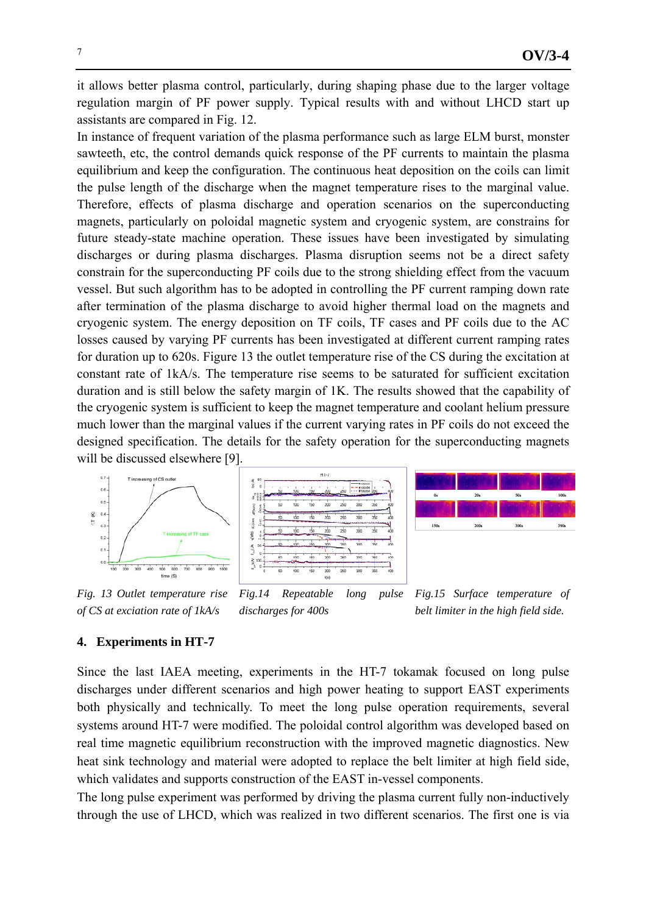it allows better plasma control, particularly, during shaping phase due to the larger voltage regulation margin of PF power supply. Typical results with and without LHCD start up assistants are compared in Fig. 12.

In instance of frequent variation of the plasma performance such as large ELM burst, monster sawteeth, etc, the control demands quick response of the PF currents to maintain the plasma equilibrium and keep the configuration. The continuous heat deposition on the coils can limit the pulse length of the discharge when the magnet temperature rises to the marginal value. Therefore, effects of plasma discharge and operation scenarios on the superconducting magnets, particularly on poloidal magnetic system and cryogenic system, are constrains for future steady-state machine operation. These issues have been investigated by simulating discharges or during plasma discharges. Plasma disruption seems not be a direct safety constrain for the superconducting PF coils due to the strong shielding effect from the vacuum vessel. But such algorithm has to be adopted in controlling the PF current ramping down rate after termination of the plasma discharge to avoid higher thermal load on the magnets and cryogenic system. The energy deposition on TF coils, TF cases and PF coils due to the AC losses caused by varying PF currents has been investigated at different current ramping rates for duration up to 620s. Figure 13 the outlet temperature rise of the CS during the excitation at constant rate of 1kA/s. The temperature rise seems to be saturated for sufficient excitation duration and is still below the safety margin of 1K. The results showed that the capability of the cryogenic system is sufficient to keep the magnet temperature and coolant helium pressure much lower than the marginal values if the current varying rates in PF coils do not exceed the designed specification. The details for the safety operation for the superconducting magnets will be discussed elsewhere [9].

*Fig. 13 Outlet temperature rise of CS at exciation rate of 1kA/s*

*Fig.14 Repeatable long pulse discharges for 400s*

*Fig.15 Surface temperature of belt limiter in the high field side.*

## 4. Experiments in HT-7

Since the last IAEA meeting, experiments in the HT-7 tokamak focused on long pulse discharges under different scenarios and high power heating to support EAST experiments both physically and technically. To meet the long pulse operation requirements, several systems around HT-7 were modified. The poloidal control algorithm was developed based on real time magnetic equilibrium reconstruction with the improved magnetic diagnostics. New heat sink technology and material were adopted to replace the belt limiter at high field side, which validates and supports construction of the EAST in-vessel components.

The long pulse experiment was performed by driving the plasma current fully non-inductively through the use of LHCD, which was realized in two different scenarios. The first one is via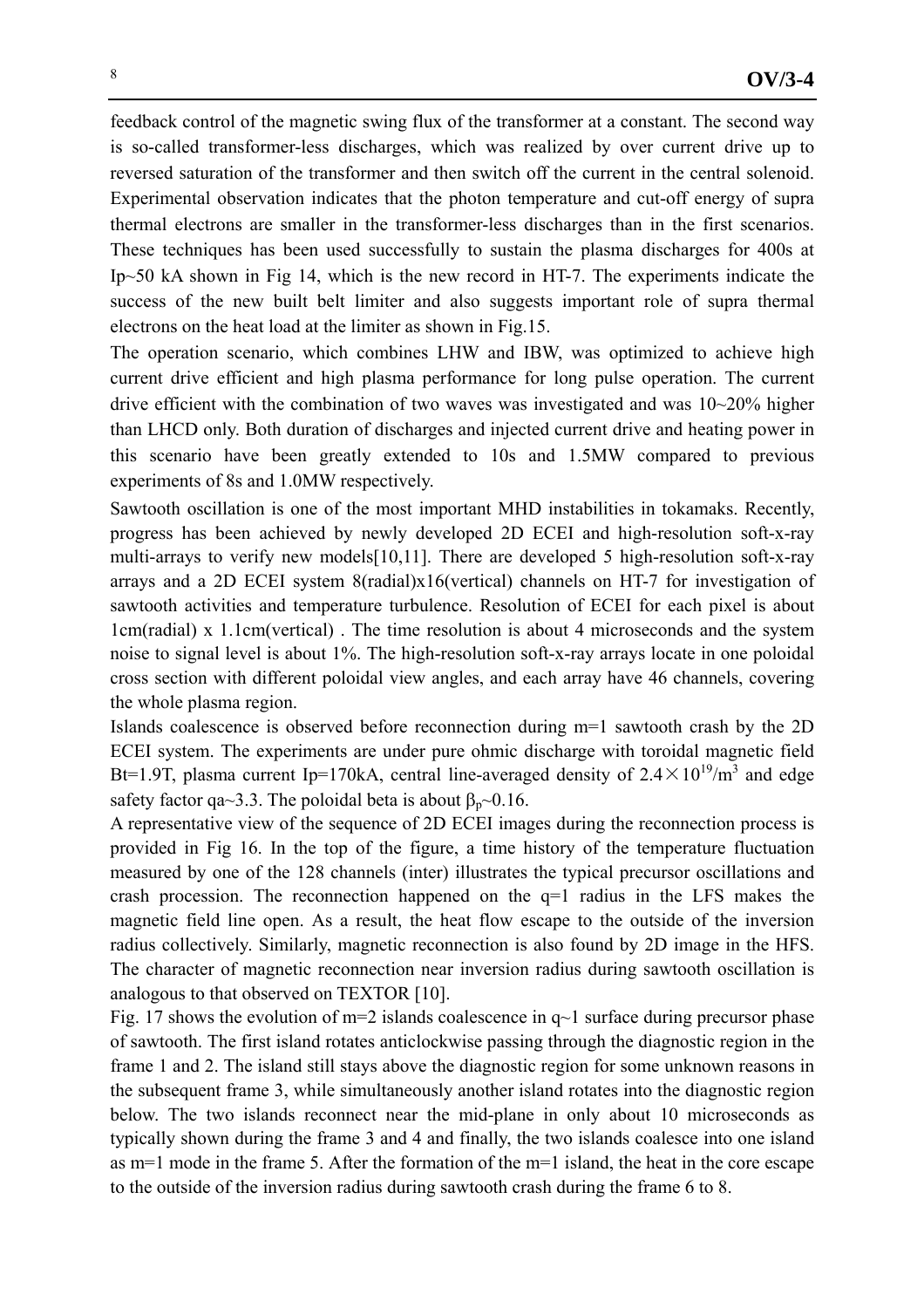feedback control of the magnetic swing flux of the transformer at a constant. The second way is so-called transformer-less discharges, which was realized by over current drive up to reversed saturation of the transformer and then switch off the current in the central solenoid. Experimental observation indicates that the photon temperature and cut-off energy of supra thermal electrons are smaller in the transformer-less discharges than in the first scenarios. These techniques has been used successfully to sustain the plasma discharges for 400s at Ip~50 kA shown in Fig 14, which is the new record in HT-7. The experiments indicate the success of the new built belt limiter and also suggests important role of supra thermal electrons on the heat load at the limiter as shown in Fig.15.

The operation scenario, which combines LHW and IBW, was optimized to achieve high current drive efficient and high plasma performance for long pulse operation. The current drive efficient with the combination of two waves was investigated and was 10~20% higher than LHCD only. Both duration of discharges and injected current drive and heating power in this scenario have been greatly extended to 10s and 1.5MW compared to previous experiments of 8s and 1.0MW respectively.

Sawtooth oscillation is one of the most important MHD instabilities in tokamaks. Recently, progress has been achieved by newly developed 2D ECEI and high-resolution soft-x-ray multi-arrays to verify new models[10,11]. There are developed 5 high-resolution soft-x-ray arrays and a 2D ECEI system 8(radial)x16(vertical) channels on HT-7 for investigation of sawtooth activities and temperature turbulence. Resolution of ECEI for each pixel is about 1cm(radial) x 1.1cm(vertical) . The time resolution is about 4 microseconds and the system noise to signal level is about 1%. The high-resolution soft-x-ray arrays locate in one poloidal cross section with different poloidal view angles, and each array have 46 channels, covering the whole plasma region.

Islands coalescence is observed before reconnection during m=1 sawtooth crash by the 2D ECEI system. The experiments are under pure ohmic discharge with toroidal magnetic field Bt=1.9T, plasma current Ip=170kA, central line-averaged density of $2.4\times10^{19}/\mathrm{m}^3$ and edge safety factor qa~3.3. The poloidal beta is about $\beta_p\sim0.16$.

A representative view of the sequence of 2D ECEI images during the reconnection process is provided in Fig 16. In the top of the figure, a time history of the temperature fluctuation measured by one of the 128 channels (inter) illustrates the typical precursor oscillations and crash procession. The reconnection happened on the q=1 radius in the LFS makes the magnetic field line open. As a result, the heat flow escape to the outside of the inversion radius collectively. Similarly, magnetic reconnection is also found by 2D image in the HFS. The character of magnetic reconnection near inversion radius during sawtooth oscillation is analogous to that observed on TEXTOR [10].

Fig. 17 shows the evolution of m=2 islands coalescence in q~1 surface during precursor phase of sawtooth. The first island rotates anticlockwise passing through the diagnostic region in the frame 1 and 2. The island still stays above the diagnostic region for some unknown reasons in the subsequent frame 3, while simultaneously another island rotates into the diagnostic region below. The two islands reconnect near the mid-plane in only about 10 microseconds as typically shown during the frame 3 and 4 and finally, the two islands coalesce into one island as m=1 mode in the frame 5. After the formation of the m=1 island, the heat in the core escape to the outside of the inversion radius during sawtooth crash during the frame 6 to 8.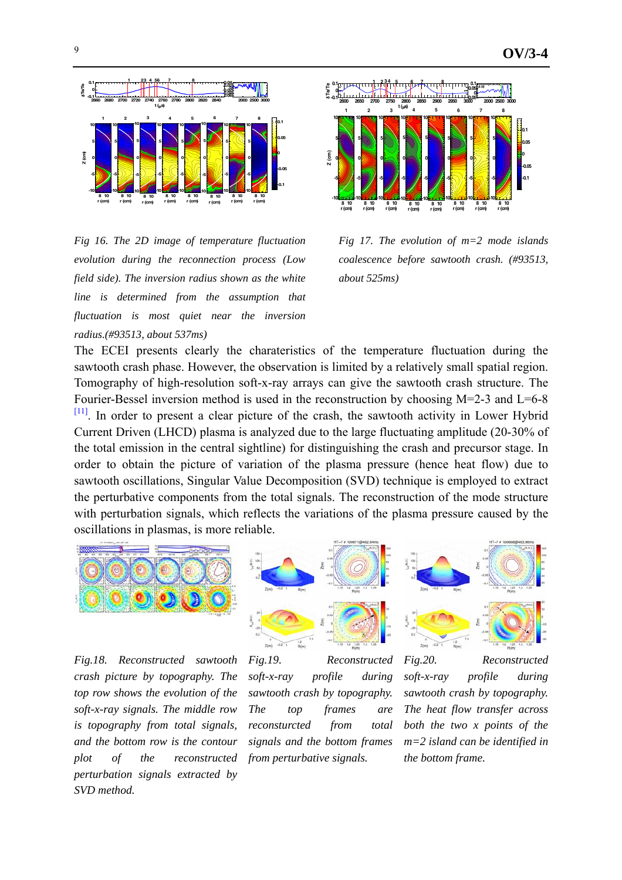*Fig 16. The 2D image of temperature fluctuation evolution during the reconnection process (Low field side). The inversion radius shown as the white line is determined from the assumption that fluctuation is most quiet near the inversion radius.(#93513, about 537ms)*

*Fig 17. The evolution of m=2 mode islands coalescence before sawtooth crash. (#93513, about 525ms)*

The ECEI presents clearly the charateristics of the temperature fluctuation during the sawtooth crash phase. However, the observation is limited by a relatively small spatial region. Tomography of high-resolution soft-x-ray arrays can give the sawtooth crash structure. The Fourier-Bessel inversion method is used in the reconstruction by choosing M=2-3 and L=6-8 [11]. In order to present a clear picture of the crash, the sawtooth activity in Lower Hybrid Current Driven (LHCD) plasma is analyzed due to the large fluctuating amplitude (20-30% of the total emission in the central sightline) for distinguishing the crash and precursor stage. In order to obtain the picture of variation of the plasma pressure (hence heat flow) due to sawtooth oscillations, Singular Value Decomposition (SVD) technique is employed to extract the perturbative components from the total signals. The reconstruction of the mode structure with perturbation signals, which reflects the variations of the plasma pressure caused by the oscillations in plasmas, is more reliable.

*Fig.18. Reconstructed sawtooth crash picture by topography. The top row shows the evolution of the soft-x-ray signals. The middle row is topography from total signals, and the bottom row is the contour plot of the reconstructed perturbation signals extracted by SVD method.*

*Fig.19. Reconstructed soft-x-ray profile during sawtooth crash by topography. The top frames are reconstructed from total signals and the bottom frames from perturbative signals.*

*Fig.20. Reconstructed soft-x-ray profile during sawtooth crash by topography. The heat flow transfer across both the two x points of the m=2 island can be identified in the bottom frame.*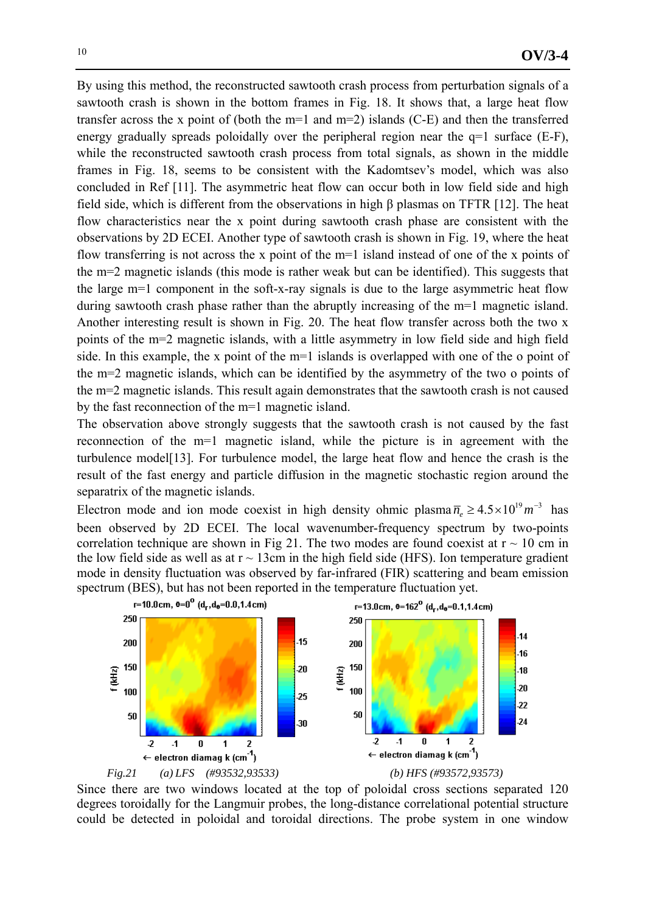By using this method, the reconstructed sawtooth crash process from perturbation signals of a sawtooth crash is shown in the bottom frames in Fig. 18. It shows that, a large heat flow transfer across the x point of (both the m=1 and m=2) islands (C-E) and then the transferred energy gradually spreads poloidally over the peripheral region near the q=1 surface (E-F), while the reconstructed sawtooth crash process from total signals, as shown in the middle frames in Fig. 18, seems to be consistent with the Kadomtsev's model, which was also concluded in Ref [11]. The asymmetric heat flow can occur both in low field side and high field side, which is different from the observations in high β plasmas on TFTR [12]. The heat flow characteristics near the x point during sawtooth crash phase are consistent with the observations by 2D ECEI. Another type of sawtooth crash is shown in Fig. 19, where the heat flow transferring is not across the x point of the m=1 island instead of one of the x points of the m=2 magnetic islands (this mode is rather weak but can be identified). This suggests that the large m=1 component in the soft-x-ray signals is due to the large asymmetric heat flow during sawtooth crash phase rather than the abruptly increasing of the m=1 magnetic island. Another interesting result is shown in Fig. 20. The heat flow transfer across both the two x points of the m=2 magnetic islands, with a little asymmetry in low field side and high field side. In this example, the x point of the m=1 islands is overlapped with one of the o point of the m=2 magnetic islands, which can be identified by the asymmetry of the two o points of the m=2 magnetic islands. This result again demonstrates that the sawtooth crash is not caused by the fast reconnection of the m=1 magnetic island.

The observation above strongly suggests that the sawtooth crash is not caused by the fast reconnection of the m=1 magnetic island, while the picture is in agreement with the turbulence model[13]. For turbulence model, the large heat flow and hence the crash is the result of the fast energy and particle diffusion in the magnetic stochastic region around the separatrix of the magnetic islands.

Electron mode and ion mode coexist in high density ohmic plasma $\bar{n}_e \geq 4.5\times10^{19}m^{-3}$ has been observed by 2D ECEI. The local wavenumber-frequency spectrum by two-points correlation technique are shown in Fig 21. The two modes are found coexist at r ~ 10 cm in the low field side as well as at r ~ 13cm in the high field side (HFS). Ion temperature gradient mode in density fluctuation was observed by far-infrared (FIR) scattering and beam emission spectrum (BES), but has not been reported in the temperature fluctuation yet.

*Fig.21 (a) LFS (#93532,93533) (b) HFS (#93572,93573)*

Since there are two windows located at the top of poloidal cross sections separated 120 degrees toroidally for the Langmuir probes, the long-distance correlational potential structure could be detected in poloidal and toroidal directions. The probe system in one window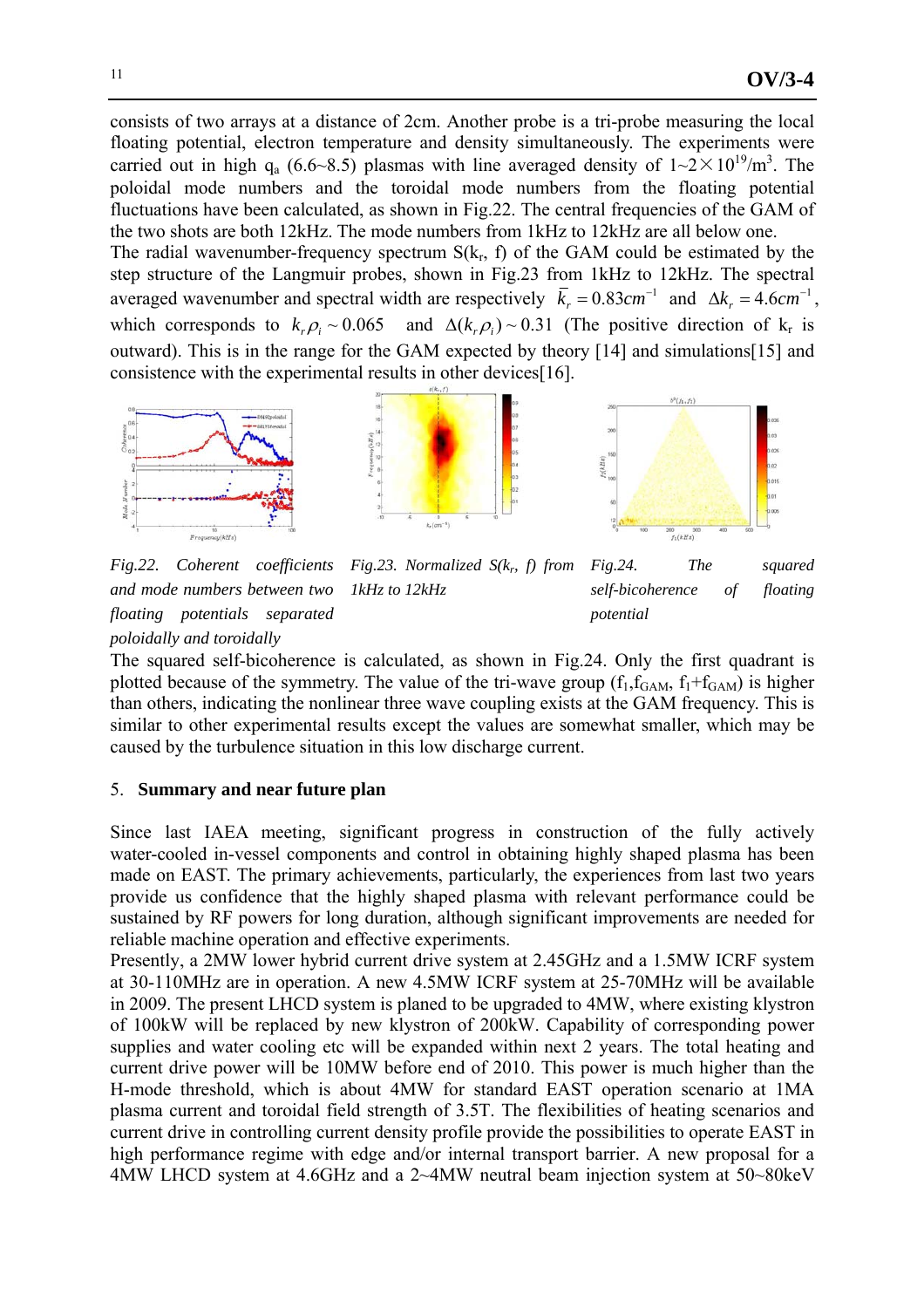consists of two arrays at a distance of 2cm. Another probe is a tri-probe measuring the local floating potential, electron temperature and density simultaneously. The experiments were carried out in high $q_a$ (6.6~8.5) plasmas with line averaged density of $1{\sim}2\times10^{19}/m^3$. The poloidal mode numbers and the toroidal mode numbers from the floating potential fluctuations have been calculated, as shown in Fig.22. The central frequencies of the GAM of the two shots are both 12kHz. The mode numbers from 1kHz to 12kHz are all below one.

The radial wavenumber-frequency spectrum $S(k_r, f)$ of the GAM could be estimated by the step structure of the Langmuir probes, shown in Fig.23 from 1kHz to 12kHz. The spectral averaged wavenumber and spectral width are respectively $\bar{k}_r = 0.83cm^{-1}$ and $\Delta k_r = 4.6cm^{-1}$, which corresponds to $k_r\rho_i \sim 0.065$ and $\Delta(k_r\rho_i) \sim 0.31$ (The positive direction of $k_r$ is outward). This is in the range for the GAM expected by theory [14] and simulations[15] and consistence with the experimental results in other devices[16].

*Fig.22. Coherent coefficients and mode numbers between two floating potentials separated poloidally and toroidally*

*Fig.23. Normalized $S(k_r, f)$ from 1kHz to 12kHz*

*Fig.24. The squared self-bicoherence of floating potential*

The squared self-bicoherence is calculated, as shown in Fig.24. Only the first quadrant is plotted because of the symmetry. The value of the tri-wave group ($f_1$,$f_{GAM}$, $f_1$+$f_{GAM}$) is higher than others, indicating the nonlinear three wave coupling exists at the GAM frequency. This is similar to other experimental results except the values are somewhat smaller, which may be caused by the turbulence situation in this low discharge current.

## 5. Summary and near future plan

Since last IAEA meeting, significant progress in construction of the fully actively water-cooled in-vessel components and control in obtaining highly shaped plasma has been made on EAST. The primary achievements, particularly, the experiences from last two years provide us confidence that the highly shaped plasma with relevant performance could be sustained by RF powers for long duration, although significant improvements are needed for reliable machine operation and effective experiments.

Presently, a 2MW lower hybrid current drive system at 2.45GHz and a 1.5MW ICRF system at 30-110MHz are in operation. A new 4.5MW ICRF system at 25-70MHz will be available in 2009. The present LHCD system is planed to be upgraded to 4MW, where existing klystron of 100kW will be replaced by new klystron of 200kW. Capability of corresponding power supplies and water cooling etc will be expanded within next 2 years. The total heating and current drive power will be 10MW before end of 2010. This power is much higher than the H-mode threshold, which is about 4MW for standard EAST operation scenario at 1MA plasma current and toroidal field strength of 3.5T. The flexibilities of heating scenarios and current drive in controlling current density profile provide the possibilities to operate EAST in high performance regime with edge and/or internal transport barrier. A new proposal for a 4MW LHCD system at 4.6GHz and a 2~4MW neutral beam injection system at 50~80keV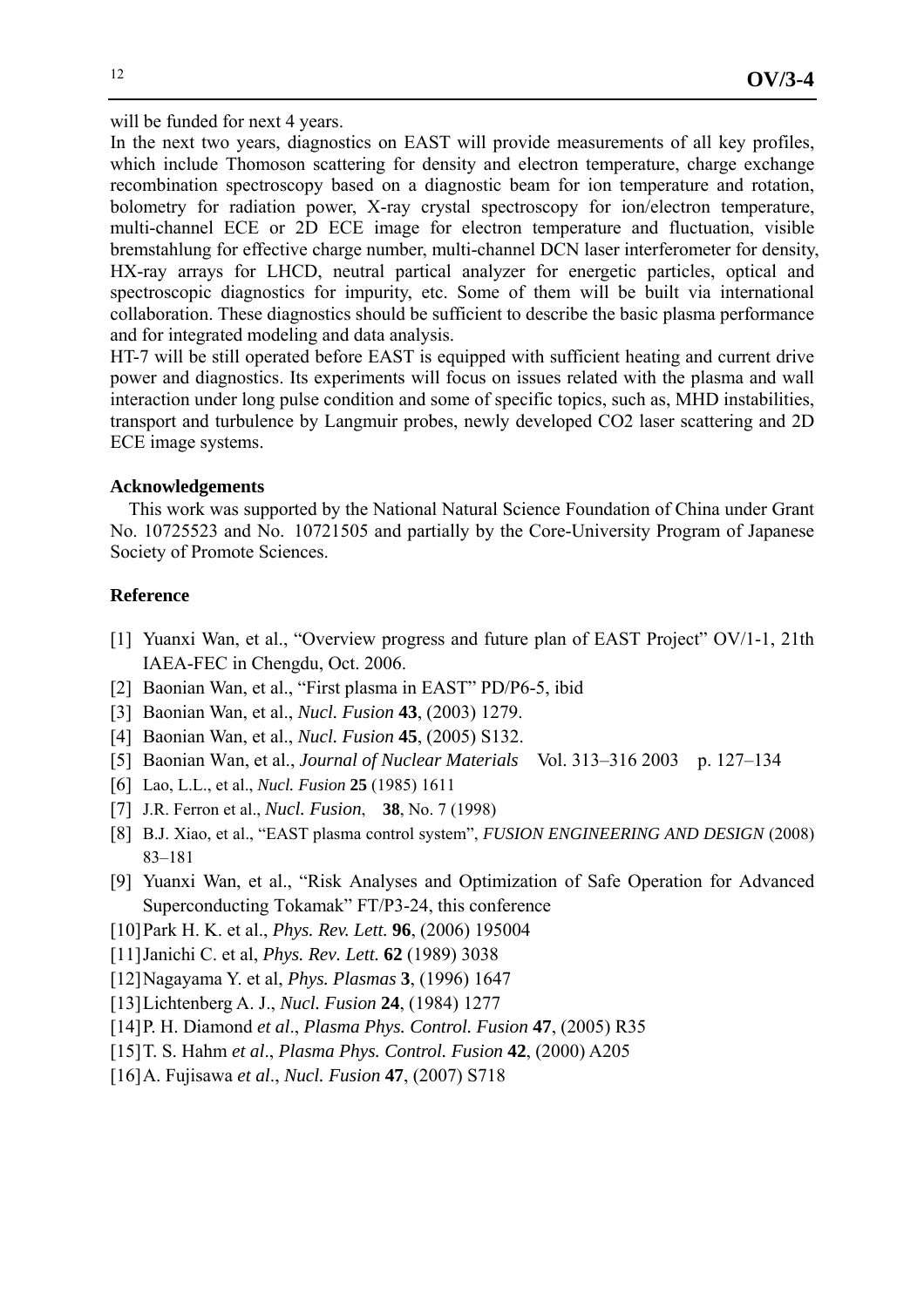will be funded for next 4 years.

In the next two years, diagnostics on EAST will provide measurements of all key profiles, which include Thomoson scattering for density and electron temperature, charge exchange recombination spectroscopy based on a diagnostic beam for ion temperature and rotation, bolometry for radiation power, X-ray crystal spectroscopy for ion/electron temperature, multi-channel ECE or 2D ECE image for electron temperature and fluctuation, visible bremstahlung for effective charge number, multi-channel DCN laser interferometer for density, HX-ray arrays for LHCD, neutral partical analyzer for energetic particles, optical and spectroscopic diagnostics for impurity, etc. Some of them will be built via international collaboration. These diagnostics should be sufficient to describe the basic plasma performance and for integrated modeling and data analysis.

HT-7 will be still operated before EAST is equipped with sufficient heating and current drive power and diagnostics. Its experiments will focus on issues related with the plasma and wall interaction under long pulse condition and some of specific topics, such as, MHD instabilities, transport and turbulence by Langmuir probes, newly developed CO2 laser scattering and 2D ECE image systems.

### Acknowledgements

This work was supported by the National Natural Science Foundation of China under Grant No. 10725523 and No. 10721505 and partially by the Core-University Program of Japanese Society of Promote Sciences.

### Reference

[1] Yuanxi Wan, et al., "Overview progress and future plan of EAST Project" OV/1-1, 21th IAEA-FEC in Chengdu, Oct. 2006.
[2] Baonian Wan, et al., "First plasma in EAST" PD/P6-5, ibid
[3] Baonian Wan, et al., *Nucl. Fusion* **43**, (2003) 1279.
[4] Baonian Wan, et al., *Nucl. Fusion* **45**, (2005) S132.
[5] Baonian Wan, et al., *Journal of Nuclear Materials* Vol. 313–316 2003 p. 127–134
[6] Lao, L.L., et al., *Nucl. Fusion* **25** (1985) 1611
[7] J.R. Ferron et al., *Nucl. Fusion*, **38**, No. 7 (1998)
[8] B.J. Xiao, et al., "EAST plasma control system", *FUSION ENGINEERING AND DESIGN* (2008) 83–181
[9] Yuanxi Wan, et al., "Risk Analyses and Optimization of Safe Operation for Advanced Superconducting Tokamak" FT/P3-24, this conference
[10] Park H. K. et al., *Phys. Rev. Lett.* **96**, (2006) 195004
[11] Janichi C. et al, *Phys. Rev. Lett.* **62** (1989) 3038
[12] Nagayama Y. et al, *Phys. Plasmas* **3**, (1996) 1647
[13] Lichtenberg A. J., *Nucl. Fusion* **24**, (1984) 1277
[14] P. H. Diamond *et al*., *Plasma Phys. Control. Fusion* **47**, (2005) R35
[15] T. S. Hahm *et al*., *Plasma Phys. Control. Fusion* **42**, (2000) A205
[16] A. Fujisawa *et al*., *Nucl. Fusion* **47**, (2007) S718